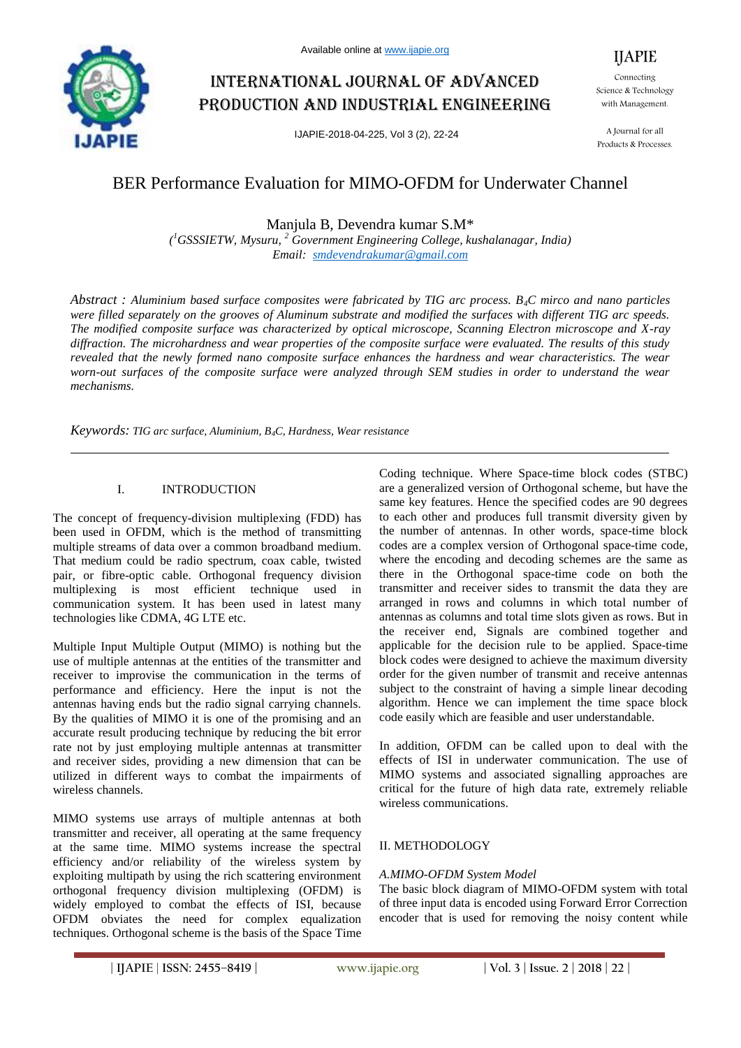# BER Performance Evaluation for MIMO-OFDM for Underwater Channel

Manjula B, Devendra kumar S.M*

*([1]GSSSIETW, Mysuru, [2] Government Engineering College, kushalanagar, India)*
*Email: smdevendrakumar@gmail.com*

*Abstract : Aluminium based surface composites were fabricated by TIG arc process. $B_4C$ mirco and nano particles were filled separately on the grooves of Aluminum substrate and modified the surfaces with different TIG arc speeds. The modified composite surface was characterized by optical microscope, Scanning Electron microscope and X-ray diffraction. The microhardness and wear properties of the composite surface were evaluated. The results of this study revealed that the newly formed nano composite surface enhances the hardness and wear characteristics. The wear worn-out surfaces of the composite surface were analyzed through SEM studies in order to understand the wear mechanisms.*

*Keywords: TIG arc surface, Aluminium, $B_4C$, Hardness, Wear resistance*

---

## I. INTRODUCTION

The concept of frequency-division multiplexing (FDD) has been used in OFDM, which is the method of transmitting multiple streams of data over a common broadband medium. That medium could be radio spectrum, coax cable, twisted pair, or fibre-optic cable. Orthogonal frequency division multiplexing is most efficient technique used in communication system. It has been used in latest many technologies like CDMA, 4G LTE etc.

Multiple Input Multiple Output (MIMO) is nothing but the use of multiple antennas at the entities of the transmitter and receiver to improvise the communication in the terms of performance and efficiency. Here the input is not the antennas having ends but the radio signal carrying channels. By the qualities of MIMO it is one of the promising and an accurate result producing technique by reducing the bit error rate not by just employing multiple antennas at transmitter and receiver sides, providing a new dimension that can be utilized in different ways to combat the impairments of wireless channels.

MIMO systems use arrays of multiple antennas at both transmitter and receiver, all operating at the same frequency at the same time. MIMO systems increase the spectral efficiency and/or reliability of the wireless system by exploiting multipath by using the rich scattering environment orthogonal frequency division multiplexing (OFDM) is widely employed to combat the effects of ISI, because OFDM obviates the need for complex equalization techniques. Orthogonal scheme is the basis of the Space Time Coding technique. Where Space-time block codes (STBC) are a generalized version of Orthogonal scheme, but have the same key features. Hence the specified codes are 90 degrees to each other and produces full transmit diversity given by the number of antennas. In other words, space-time block codes are a complex version of Orthogonal space-time code, where the encoding and decoding schemes are the same as there in the Orthogonal space-time code on both the transmitter and receiver sides to transmit the data they are arranged in rows and columns in which total number of antennas as columns and total time slots given as rows. But in the receiver end, Signals are combined together and applicable for the decision rule to be applied. Space-time block codes were designed to achieve the maximum diversity order for the given number of transmit and receive antennas subject to the constraint of having a simple linear decoding algorithm. Hence we can implement the time space block code easily which are feasible and user understandable.

In addition, OFDM can be called upon to deal with the effects of ISI in underwater communication. The use of MIMO systems and associated signalling approaches are critical for the future of high data rate, extremely reliable wireless communications.

## II. METHODOLOGY

### *A.MIMO-OFDM System Model*

The basic block diagram of MIMO-OFDM system with total of three input data is encoded using Forward Error Correction encoder that is used for removing the noisy content while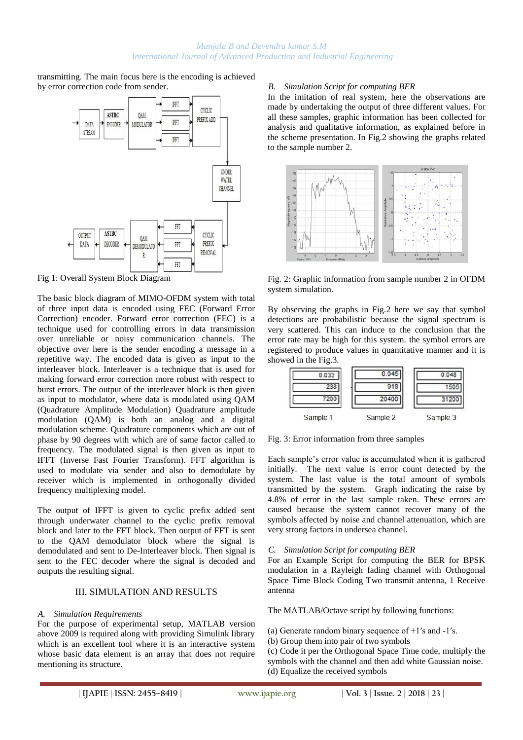transmitting. The main focus here is the encoding is achieved by error correction code from sender.

Fig 1: Overall System Block Diagram

The basic block diagram of MIMO-OFDM system with total of three input data is encoded using FEC (Forward Error Correction) encoder. Forward error correction (FEC) is a technique used for controlling errors in data transmission over unreliable or noisy communication channels. The objective over here is the sender encoding a message in a repetitive way. The encoded data is given as input to the interleaver block. Interleaver is a technique that is used for making forward error correction more robust with respect to burst errors. The output of the interleaver block is then given as input to modulator, where data is modulated using QAM (Quadrature Amplitude Modulation) Quadrature amplitude modulation (QAM) is both an analog and a digital modulation scheme. Quadrature components which are out of phase by 90 degrees with which are of same factor called to frequency. The modulated signal is then given as input to IFFT (Inverse Fast Fourier Transform). FFT algorithm is used to modulate via sender and also to demodulate by receiver which is implemented in orthogonally divided frequency multiplexing model.

The output of IFFT is given to cyclic prefix added sent through underwater channel to the cyclic prefix removal block and later to the FFT block. Then output of FFT is sent to the QAM demodulator block where the signal is demodulated and sent to De-Interleaver block. Then signal is sent to the FEC decoder where the signal is decoded and outputs the resulting signal.

## III. SIMULATION AND RESULTS

### *A. Simulation Requirements*

For the purpose of experimental setup, MATLAB version above 2009 is required along with providing Simulink library which is an excellent tool where it is an interactive system whose basic data element is an array that does not require mentioning its structure.

### *B. Simulation Script for computing BER*

In the imitation of real system, here the observations are made by undertaking the output of three different values. For all these samples, graphic information has been collected for analysis and qualitative information, as explained before in the scheme presentation. In Fig.2 showing the graphs related to the sample number 2.

Fig. 2: Graphic information from sample number 2 in OFDM system simulation.

By observing the graphs in Fig.2 here we say that symbol detections are probabilistic because the signal spectrum is very scattered. This can induce to the conclusion that the error rate may be high for this system. the symbol errors are registered to produce values in quantitative manner and it is showed in the Fig.3.

| Sample 1 | Sample 2 | Sample 3 |
|---|---|---|
| 0.033 | 0.045 | 0.048 |
| 238 | 918 | 1505 |
| 7200 | 20400 | 31200 |

Fig. 3: Error information from three samples

Each sample's error value is accumulated when it is gathered initially. The next value is error count detected by the system. The last value is the total amount of symbols transmitted by the system. Graph indicating the raise by 4.8% of error in the last sample taken. These errors are caused because the system cannot recover many of the symbols affected by noise and channel attenuation, which are very strong factors in undersea channel.

### *C. Simulation Script for computing BER*

For an Example Script for computing the BER for BPSK modulation in a Rayleigh fading channel with Orthogonal Space Time Block Coding Two transmit antenna, 1 Receive antenna

The MATLAB/Octave script by following functions:

(a) Generate random binary sequence of +1′s and -1′s.
(b) Group them into pair of two symbols
(c) Code it per the Orthogonal Space Time code, multiply the symbols with the channel and then add white Gaussian noise.
(d) Equalize the received symbols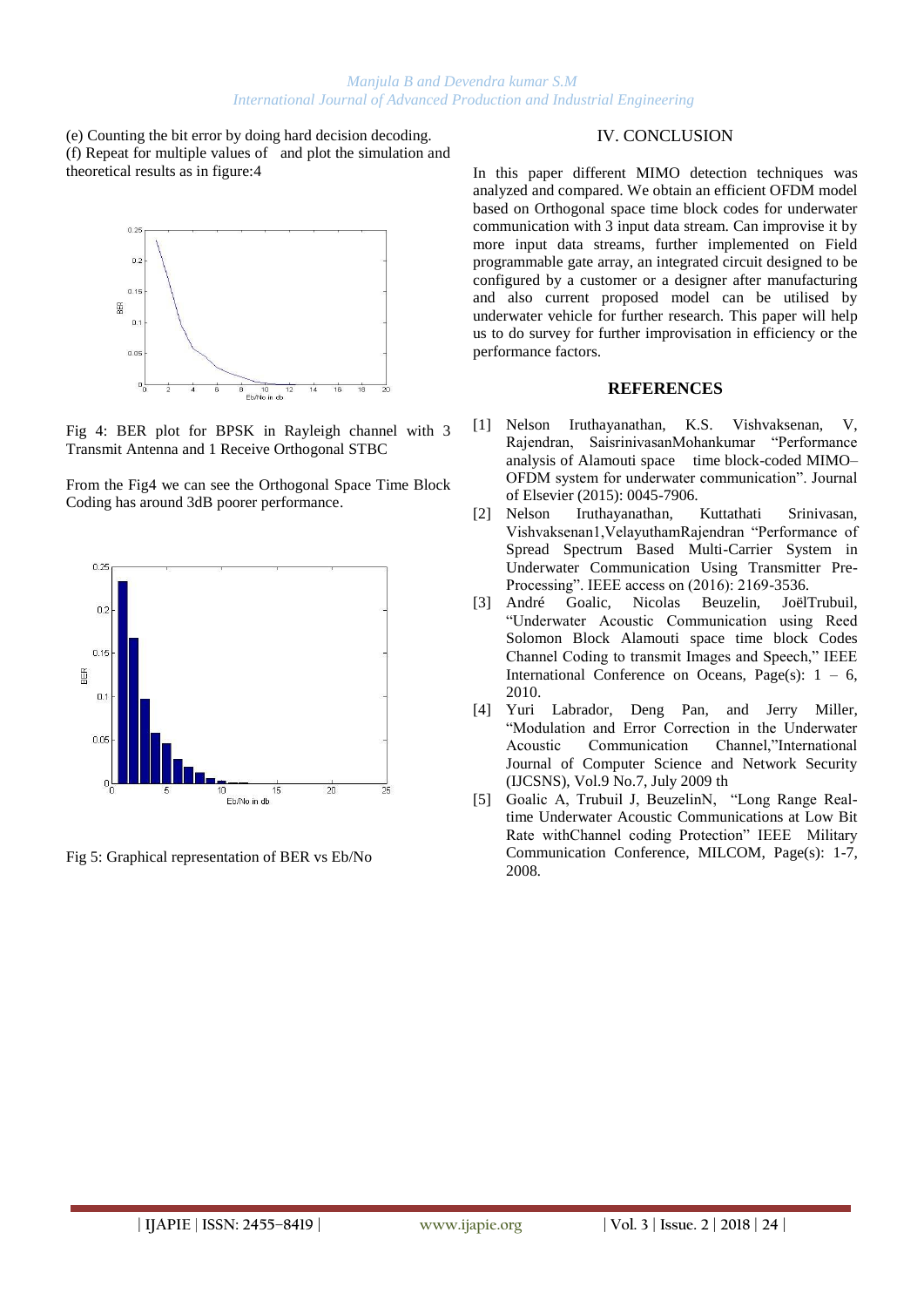(e) Counting the bit error by doing hard decision decoding.
(f) Repeat for multiple values of and plot the simulation and theoretical results as in figure:4

0.25
0.2
0.15
BER
0.1
0.05
0
2 4 6 8 10 12 14 16 18 20
Eb/No in db

Fig 4: BER plot for BPSK in Rayleigh channel with 3 Transmit Antenna and 1 Receive Orthogonal STBC

From the Fig4 we can see the Orthogonal Space Time Block Coding has around 3dB poorer performance.

0.25
0.2
0.15
BER
0.1
0.05
0
0 5 10 15 20 25
Eb/No in db

Fig 5: Graphical representation of BER vs Eb/No

## IV. CONCLUSION

In this paper different MIMO detection techniques was analyzed and compared. We obtain an efficient OFDM model based on Orthogonal space time block codes for underwater communication with 3 input data stream. Can improvise it by more input data streams, further implemented on Field programmable gate array, an integrated circuit designed to be configured by a customer or a designer after manufacturing and also current proposed model can be utilised by underwater vehicle for further research. This paper will help us to do survey for further improvisation in efficiency or the performance factors.

## REFERENCES

[1] Nelson Iruthayanathan, K.S. Vishvaksenan, V, Rajendran, SaisrinivasanMohankumar "Performance analysis of Alamouti space time block-coded MIMO–OFDM system for underwater communication". Journal of Elsevier (2015): 0045-7906.

[2] Nelson Iruthayanathan, Kuttathati Srinivasan, Vishvaksenan1,VelayuthamRajendran "Performance of Spread Spectrum Based Multi-Carrier System in Underwater Communication Using Transmitter Pre-Processing". IEEE access on (2016): 2169-3536.

[3] André Goalic, Nicolas Beuzelin, JoëlTrubuil, "Underwater Acoustic Communication using Reed Solomon Block Alamouti space time block Codes Channel Coding to transmit Images and Speech," IEEE International Conference on Oceans, Page(s): 1 – 6, 2010.

[4] Yuri Labrador, Deng Pan, and Jerry Miller, "Modulation and Error Correction in the Underwater Acoustic Communication Channel,"International Journal of Computer Science and Network Security (IJCSNS), Vol.9 No.7, July 2009 th

[5] Goalic A, Trubuil J, BeuzelinN, "Long Range Real-time Underwater Acoustic Communications at Low Bit Rate withChannel coding Protection" IEEE Military Communication Conference, MILCOM, Page(s): 1-7, 2008.